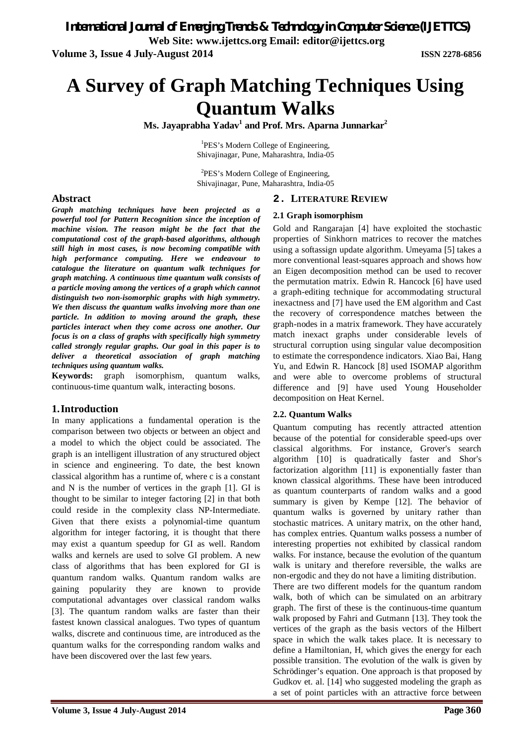# A Survey of Graph Matching Techniques Using Quantum Walks

**Ms. Jayaprabha Yadav[1] and Prof. Mrs. Aparna Junnarkar[2]**

[1]PES's Modern College of Engineering, Shivajinagar, Pune, Maharashtra, India-05

[2]PES's Modern College of Engineering, Shivajinagar, Pune, Maharashtra, India-05

## Abstract

***Graph matching techniques have been projected as a powerful tool for Pattern Recognition since the inception of machine vision. The reason might be the fact that the computational cost of the graph-based algorithms, although still high in most cases, is now becoming compatible with high performance computing. Here we endeavour to catalogue the literature on quantum walk techniques for graph matching. A continuous time quantum walk consists of a particle moving among the vertices of a graph which cannot distinguish two non-isomorphic graphs with high symmetry. We then discuss the quantum walks involving more than one particle. In addition to moving around the graph, these particles interact when they come across one another. Our focus is on a class of graphs with specifically high symmetry called strongly regular graphs. Our goal in this paper is to deliver a theoretical association of graph matching techniques using quantum walks.***

**Keywords:** graph isomorphism, quantum walks, continuous-time quantum walk, interacting bosons.

## 1. Introduction

In many applications a fundamental operation is the comparison between two objects or between an object and a model to which the object could be associated. The graph is an intelligent illustration of any structured object in science and engineering. To date, the best known classical algorithm has a runtime of, where c is a constant and N is the number of vertices in the graph [1]. GI is thought to be similar to integer factoring [2] in that both could reside in the complexity class NP-Intermediate. Given that there exists a polynomial-time quantum algorithm for integer factoring, it is thought that there may exist a quantum speedup for GI as well. Random walks and kernels are used to solve GI problem. A new class of algorithms that has been explored for GI is quantum random walks. Quantum random walks are gaining popularity they are known to provide computational advantages over classical random walks [3]. The quantum random walks are faster than their fastest known classical analogues. Two types of quantum walks, discrete and continuous time, are introduced as the quantum walks for the corresponding random walks and have been discovered over the last few years.

## 2. LITERATURE REVIEW

### 2.1 Graph isomorphism

Gold and Rangarajan [4] have exploited the stochastic properties of Sinkhorn matrices to recover the matches using a softassign update algorithm. Umeyama [5] takes a more conventional least-squares approach and shows how an Eigen decomposition method can be used to recover the permutation matrix. Edwin R. Hancock [6] have used a graph-editing technique for accommodating structural inexactness and [7] have used the EM algorithm and Cast the recovery of correspondence matches between the graph-nodes in a matrix framework. They have accurately match inexact graphs under considerable levels of structural corruption using singular value decomposition to estimate the correspondence indicators. Xiao Bai, Hang Yu, and Edwin R. Hancock [8] used ISOMAP algorithm and were able to overcome problems of structural difference and [9] have used Young Householder decomposition on Heat Kernel.

### 2.2. Quantum Walks

Quantum computing has recently attracted attention because of the potential for considerable speed-ups over classical algorithms. For instance, Grover's search algorithm [10] is quadratically faster and Shor's factorization algorithm [11] is exponentially faster than known classical algorithms. These have been introduced as quantum counterparts of random walks and a good summary is given by Kempe [12]. The behavior of quantum walks is governed by unitary rather than stochastic matrices. A unitary matrix, on the other hand, has complex entries. Quantum walks possess a number of interesting properties not exhibited by classical random walks. For instance, because the evolution of the quantum walk is unitary and therefore reversible, the walks are non-ergodic and they do not have a limiting distribution.

There are two different models for the quantum random walk, both of which can be simulated on an arbitrary graph. The first of these is the continuous-time quantum walk proposed by Fahri and Gutmann [13]. They took the vertices of the graph as the basis vectors of the Hilbert space in which the walk takes place. It is necessary to define a Hamiltonian, H, which gives the energy for each possible transition. The evolution of the walk is given by Schrödinger's equation. One approach is that proposed by Gudkov et. al. [14] who suggested modeling the graph as a set of point particles with an attractive force between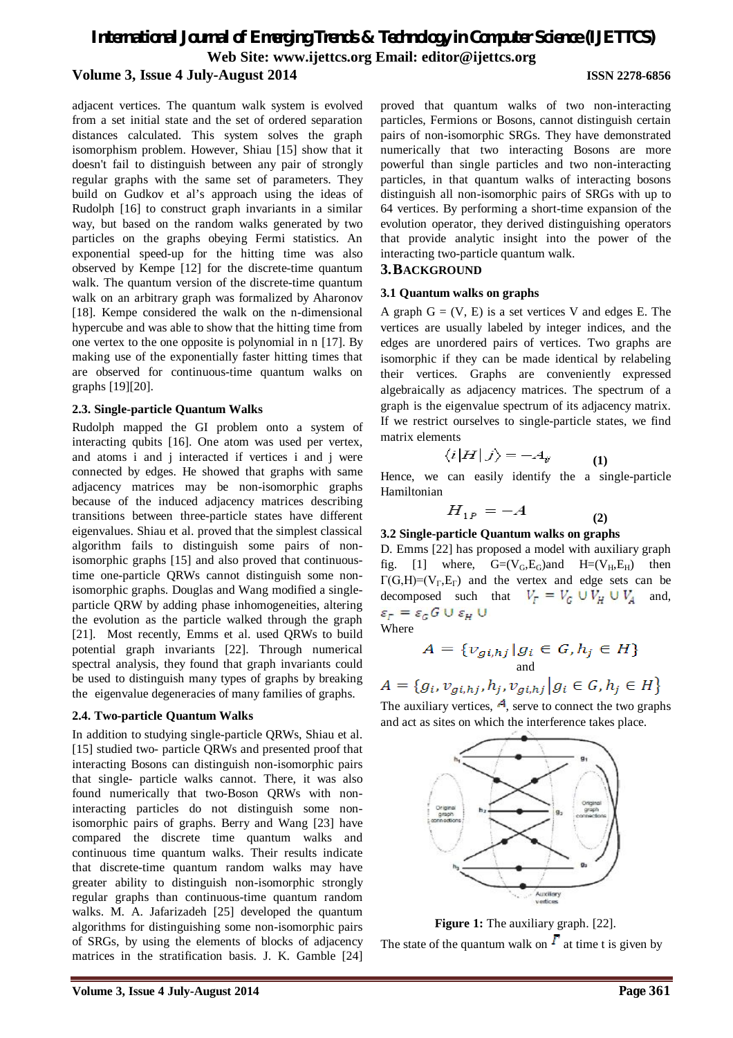adjacent vertices. The quantum walk system is evolved from a set initial state and the set of ordered separation distances calculated. This system solves the graph isomorphism problem. However, Shiau [15] show that it doesn't fail to distinguish between any pair of strongly regular graphs with the same set of parameters. They build on Gudkov et al's approach using the ideas of Rudolph [16] to construct graph invariants in a similar way, but based on the random walks generated by two particles on the graphs obeying Fermi statistics. An exponential speed-up for the hitting time was also observed by Kempe [12] for the discrete-time quantum walk. The quantum version of the discrete-time quantum walk on an arbitrary graph was formalized by Aharonov [18]. Kempe considered the walk on the n-dimensional hypercube and was able to show that the hitting time from one vertex to the one opposite is polynomial in n [17]. By making use of the exponentially faster hitting times that are observed for continuous-time quantum walks on graphs [19][20].

### 2.3. Single-particle Quantum Walks

Rudolph mapped the GI problem onto a system of interacting qubits [16]. One atom was used per vertex, and atoms i and j interacted if vertices i and j were connected by edges. He showed that graphs with same adjacency matrices may be non-isomorphic graphs because of the induced adjacency matrices describing transitions between three-particle states have different eigenvalues. Shiau et al. proved that the simplest classical algorithm fails to distinguish some pairs of non-isomorphic graphs [15] and also proved that continuous-time one-particle QRWs cannot distinguish some non-isomorphic graphs. Douglas and Wang modified a single-particle QRW by adding phase inhomogeneities, altering the evolution as the particle walked through the graph [21]. Most recently, Emms et al. used QRWs to build potential graph invariants [22]. Through numerical spectral analysis, they found that graph invariants could be used to distinguish many types of graphs by breaking the eigenvalue degeneracies of many families of graphs.

### 2.4. Two-particle Quantum Walks

In addition to studying single-particle QRWs, Shiau et al. [15] studied two- particle QRWs and presented proof that interacting Bosons can distinguish non-isomorphic pairs that single- particle walks cannot. There, it was also found numerically that two-Boson QRWs with non-interacting particles do not distinguish some non-isomorphic pairs of graphs. Berry and Wang [23] have compared the discrete time quantum walks and continuous time quantum walks. Their results indicate that discrete-time quantum random walks may have greater ability to distinguish non-isomorphic strongly regular graphs than continuous-time quantum random walks. M. A. Jafarizadeh [25] developed the quantum algorithms for distinguishing some non-isomorphic pairs of SRGs, by using the elements of blocks of adjacency matrices in the stratification basis. J. K. Gamble [24] proved that quantum walks of two non-interacting particles, Fermions or Bosons, cannot distinguish certain pairs of non-isomorphic SRGs. They have demonstrated numerically that two interacting Bosons are more powerful than single particles and two non-interacting particles, in that quantum walks of interacting bosons distinguish all non-isomorphic pairs of SRGs with up to 64 vertices. By performing a short-time expansion of the evolution operator, they derived distinguishing operators that provide analytic insight into the power of the interacting two-particle quantum walk.

## 3. BACKGROUND

### 3.1 Quantum walks on graphs

A graph G = (V, E) is a set vertices V and edges E. The vertices are usually labeled by integer indices, and the edges are unordered pairs of vertices. Two graphs are isomorphic if they can be made identical by relabeling their vertices. Graphs are conveniently expressed algebraically as adjacency matrices. The spectrum of a graph is the eigenvalue spectrum of its adjacency matrix. If we restrict ourselves to single-particle states, we find matrix elements

$$\langle i|H|j\rangle = -A_{ij} \qquad (1)$$

Hence, we can easily identify the a single-particle Hamiltonian

$$H_{1P} = -A \qquad (2)$$

### 3.2 Single-particle Quantum walks on graphs

D. Emms [22] has proposed a model with auxiliary graph fig. [1] where, $G=(V_G,E_G)$and $H=(V_H,E_H)$ then $\Gamma(G,H)=(V_\Gamma,E_\Gamma)$ and the vertex and edge sets can be decomposed such that $V_\Gamma = V_G \cup V_H \cup V_A$ and, $\varepsilon_\Gamma = \varepsilon_G G \cup \varepsilon_H \cup$

Where

$$A = \{v_{gi,hj} | g_i \in G, h_j \in H\}$$

and

$$A = \{g_i, v_{gi,hj}, h_j, v_{gi,hj} | g_i \in G, h_j \in H\}$$

The auxiliary vertices, $A$, serve to connect the two graphs and act as sites on which the interference takes place.

**Figure 1:** The auxiliary graph. [22].

The state of the quantum walk on $\Gamma$ at time t is given by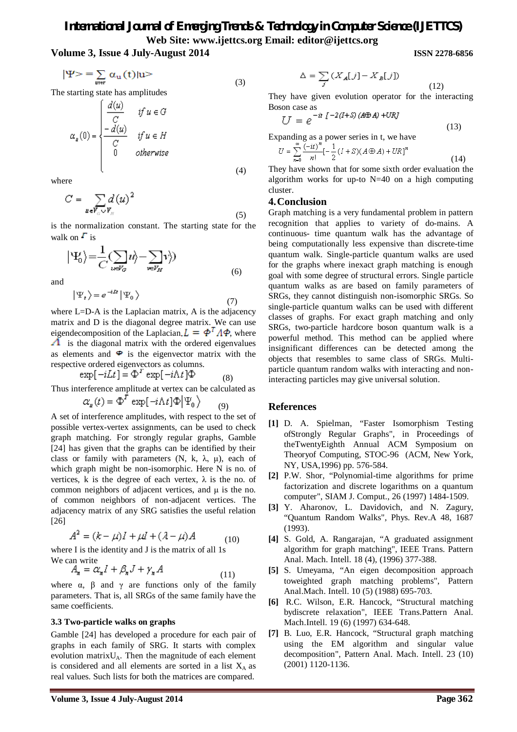$$|\Psi\rangle = \sum_{u \in V} \alpha_u(t)|u\rangle \tag{3}$$

The starting state has amplitudes

$$\alpha_u(0) = \begin{cases} \dfrac{d(u)}{C} & \text{if } u \in G \\ \dfrac{-d(u)}{C} & \text{if } u \in H \\ 0 & \text{otherwise} \end{cases} \tag{4}$$

where

$$C = \sum_{u \in V_G \cup V_H} d(u)^2 \tag{5}$$

is the normalization constant. The starting state for the walk on $\Gamma$ is

$$|\Psi_0\rangle = \frac{1}{C}\left(\sum_{u \in V_G} |u\rangle - \sum_{v \in V_H} |v\rangle\right) \tag{6}$$

and

$$|\Psi_t\rangle = e^{-iLt}|\Psi_0\rangle \tag{7}$$

where L=D-A is the Laplacian matrix, A is the adjacency matrix and D is the diagonal degree matrix. We can use eigendecomposition of the Laplacian $L = \Phi^T \Lambda \Phi$, where $\Lambda$ is the diagonal matrix with the ordered eigenvalues as elements and $\Phi$ is the eigenvector matrix with the respective ordered eigenvectors as columns.

$$\exp[-iLt] = \Phi^T \exp[-i\Lambda t]\Phi \tag{8}$$

Thus interference amplitude at vertex can be calculated as

$$\alpha_u(t) = \Phi^T \exp[-i\Lambda t]\Phi|\Psi_0\rangle \tag{9}$$

A set of interference amplitudes, with respect to the set of possible vertex-vertex assignments, can be used to check graph matching. For strongly regular graphs, Gamble [24] has given that the graphs can be identified by their class or family with parameters (N, k, λ, μ), each of which graph might be non-isomorphic. Here N is no. of vertices, k is the degree of each vertex, λ is the no. of common neighbors of adjacent vertices, and μ is the no. of common neighbors of non-adjacent vertices. The adjacency matrix of any SRG satisfies the useful relation [26]

$$A^2 = (k-\mu)I + \mu J + (\lambda - \mu)A \tag{10}$$

where I is the identity and J is the matrix of all 1s

We can write

$$A_n = \alpha_n I + \beta_n J + \gamma_n A \tag{11}$$

where α, β and γ are functions only of the family parameters. That is, all SRGs of the same family have the same coefficients.

### 3.3 Two-particle walks on graphs

Gamble [24] has developed a procedure for each pair of graphs in each family of SRG. It starts with complex evolution matrix $U_A$. Then the magnitude of each element is considered and all elements are sorted in a list $X_A$ as real values. Such lists for both the matrices are compared.

$$\Delta = \sum_j (X_A[j] - X_B[j]) \tag{12}$$

They have given evolution operator for the interacting Boson case as

$$U = e^{-it\,[-2(I+S)(A \oplus A) + UR]} \tag{13}$$

Expanding as a power series in t, we have

$$U = \sum_{n=0}^{\infty} \frac{(-it)^n}{n!}\left[-\frac{1}{2}(I+S)(A \oplus A) + UR\right]^n \tag{14}$$

They have shown that for some sixth order evaluation the algorithm works for up-to N=40 on a high computing cluster.

## 4. Conclusion

Graph matching is a very fundamental problem in pattern recognition that applies to variety of do-mains. A continuous- time quantum walk has the advantage of being computationally less expensive than discrete-time quantum walk. Single-particle quantum walks are used for the graphs where inexact graph matching is enough goal with some degree of structural errors. Single particle quantum walks as are based on family parameters of SRGs, they cannot distinguish non-isomorphic SRGs. So single-particle quantum walks can be used with different classes of graphs. For exact graph matching and only SRGs, two-particle hardcore boson quantum walk is a powerful method. This method can be applied where insignificant differences can be detected among the objects that resembles to same class of SRGs. Multi-particle quantum random walks with interacting and non-interacting particles may give universal solution.

## References

**[1]** D. A. Spielman, "Faster Isomorphism Testing ofStrongly Regular Graphs", in Proceedings of theTwentyEighth Annual ACM Symposium on Theoryof Computing, STOC-96 (ACM, New York, NY, USA,1996) pp. 576-584.

**[2]** P.W. Shor, "Polynomial-time algorithms for prime factorization and discrete logarithms on a quantum computer", SIAM J. Comput., 26 (1997) 1484-1509.

**[3]** Y. Aharonov, L. Davidovich, and N. Zagury, "Quantum Random Walks", Phys. Rev.A 48, 1687 (1993).

**[4]** S. Gold, A. Rangarajan, "A graduated assignment algorithm for graph matching", IEEE Trans. Pattern Anal. Mach. Intell. 18 (4), (1996) 377-388.

**[5]** S. Umeyama, "An eigen decomposition approach toweighted graph matching problems", Pattern Anal.Mach. Intell. 10 (5) (1988) 695-703.

**[6]** R.C. Wilson, E.R. Hancock, "Structural matching bydiscrete relaxation", IEEE Trans.Pattern Anal. Mach.Intell. 19 (6) (1997) 634-648.

**[7]** B. Luo, E.R. Hancock, "Structural graph matching using the EM algorithm and singular value decomposition", Pattern Anal. Mach. Intell. 23 (10) (2001) 1120-1136.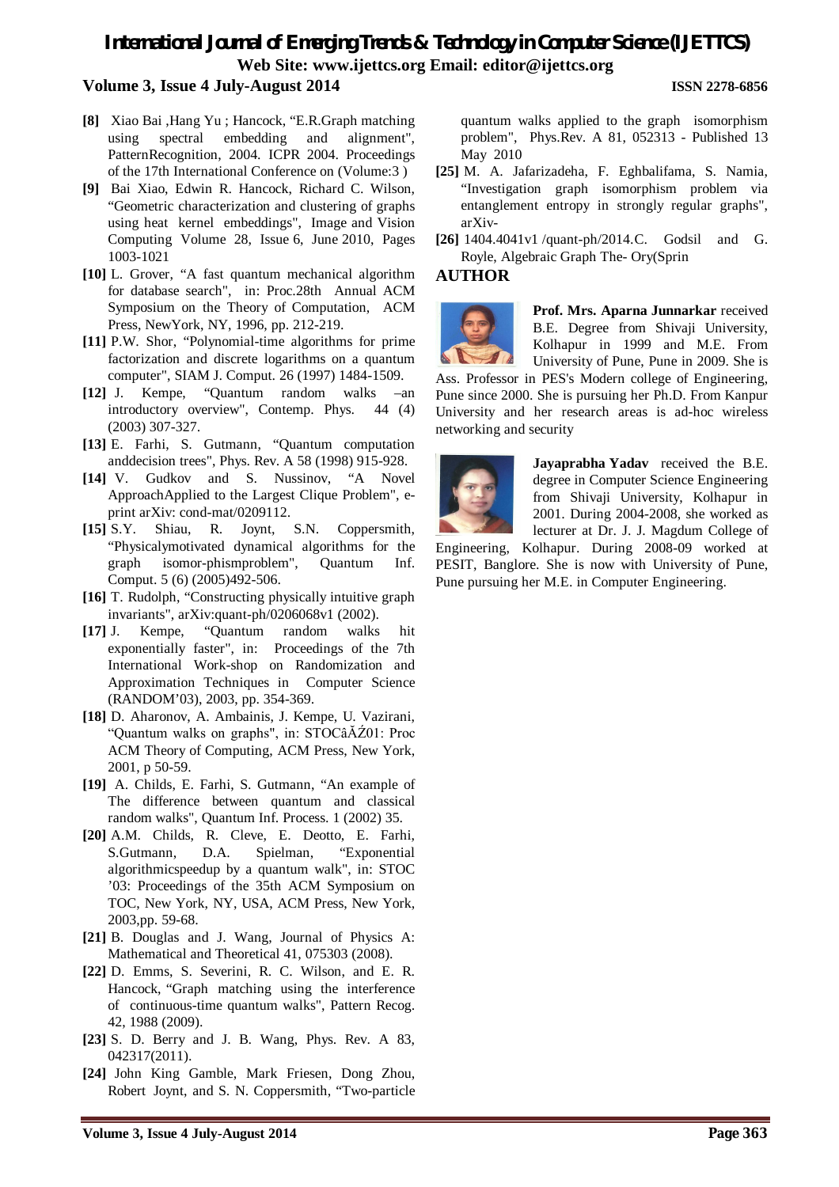**[8]** Xiao Bai ,Hang Yu ; Hancock, "E.R.Graph matching using spectral embedding and alignment", PatternRecognition, 2004. ICPR 2004. Proceedings of the 17th International Conference on (Volume:3 )

**[9]** Bai Xiao, Edwin R. Hancock, Richard C. Wilson, "Geometric characterization and clustering of graphs using heat kernel embeddings", Image and Vision Computing Volume 28, Issue 6, June 2010, Pages 1003-1021

**[10]** L. Grover, "A fast quantum mechanical algorithm for database search", in: Proc.28th Annual ACM Symposium on the Theory of Computation, ACM Press, NewYork, NY, 1996, pp. 212-219.

**[11]** P.W. Shor, "Polynomial-time algorithms for prime factorization and discrete logarithms on a quantum computer", SIAM J. Comput. 26 (1997) 1484-1509.

**[12]** J. Kempe, "Quantum random walks –an introductory overview", Contemp. Phys. 44 (4) (2003) 307-327.

**[13]** E. Farhi, S. Gutmann, "Quantum computation anddecision trees", Phys. Rev. A 58 (1998) 915-928.

**[14]** V. Gudkov and S. Nussinov, "A Novel ApproachApplied to the Largest Clique Problem", e-print arXiv: cond-mat/0209112.

**[15]** S.Y. Shiau, R. Joynt, S.N. Coppersmith, "Physicalymotivated dynamical algorithms for the graph isomor-phismproblem", Quantum Inf. Comput. 5 (6) (2005)492-506.

**[16]** T. Rudolph, "Constructing physically intuitive graph invariants", arXiv:quant-ph/0206068v1 (2002).

**[17]** J. Kempe, "Quantum random walks hit exponentially faster", in: Proceedings of the 7th International Work-shop on Randomization and Approximation Techniques in Computer Science (RANDOM'03), 2003, pp. 354-369.

**[18]** D. Aharonov, A. Ambainis, J. Kempe, U. Vazirani, "Quantum walks on graphs", in: STOCâĂŹ01: Proc ACM Theory of Computing, ACM Press, New York, 2001, p 50-59.

**[19]** A. Childs, E. Farhi, S. Gutmann, "An example of The difference between quantum and classical random walks", Quantum Inf. Process. 1 (2002) 35.

**[20]** A.M. Childs, R. Cleve, E. Deotto, E. Farhi, S.Gutmann, D.A. Spielman, "Exponential algorithmicspeedup by a quantum walk", in: STOC '03: Proceedings of the 35th ACM Symposium on TOC, New York, NY, USA, ACM Press, New York, 2003,pp. 59-68.

**[21]** B. Douglas and J. Wang, Journal of Physics A: Mathematical and Theoretical 41, 075303 (2008).

**[22]** D. Emms, S. Severini, R. C. Wilson, and E. R. Hancock, "Graph matching using the interference of continuous-time quantum walks", Pattern Recog. 42, 1988 (2009).

**[23]** S. D. Berry and J. B. Wang, Phys. Rev. A 83, 042317(2011).

**[24]** John King Gamble, Mark Friesen, Dong Zhou, Robert Joynt, and S. N. Coppersmith, "Two-particle quantum walks applied to the graph isomorphism problem", Phys.Rev. A 81, 052313 - Published 13 May 2010

**[25]** M. A. Jafarizadeha, F. Eghbalifama, S. Namia, "Investigation graph isomorphism problem via entanglement entropy in strongly regular graphs", arXiv-

**[26]** 1404.4041v1 /quant-ph/2014.C. Godsil and G. Royle, Algebraic Graph The- Ory(Sprin

## AUTHOR

**Prof. Mrs. Aparna Junnarkar** received B.E. Degree from Shivaji University, Kolhapur in 1999 and M.E. From University of Pune, Pune in 2009. She is Ass. Professor in PES's Modern college of Engineering, Pune since 2000. She is pursuing her Ph.D. From Kanpur University and her research areas is ad-hoc wireless networking and security

**Jayaprabha Yadav** received the B.E. degree in Computer Science Engineering from Shivaji University, Kolhapur in 2001. During 2004-2008, she worked as lecturer at Dr. J. J. Magdum College of Engineering, Kolhapur. During 2008-09 worked at PESIT, Banglore. She is now with University of Pune, Pune pursuing her M.E. in Computer Engineering.